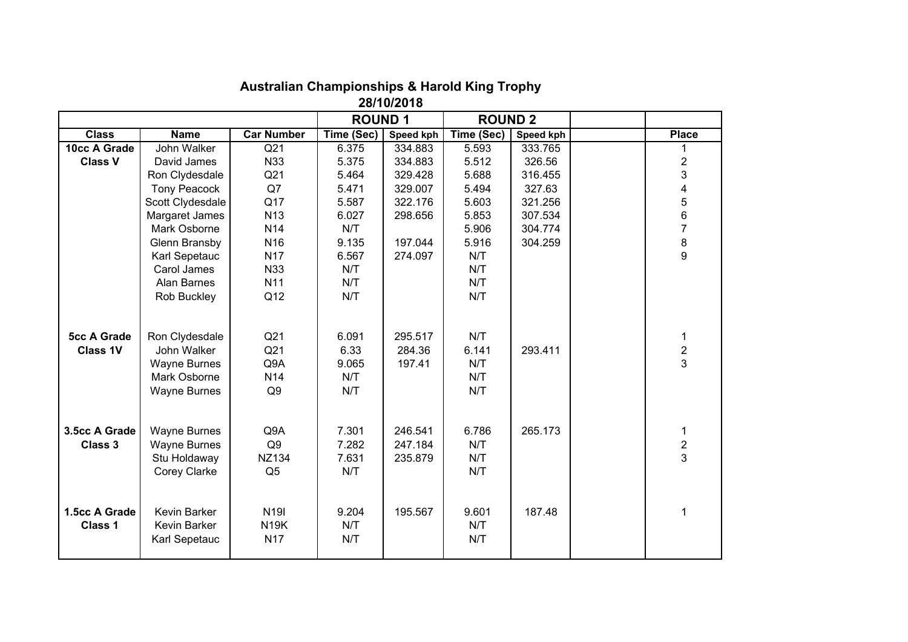# Australian Championships & Harold King Trophy

## 28/10/2018

| | | | ROUND 1 | | ROUND 2 | | | |
|---|---|---|---|---|---|---|---|---|
| **Class** | **Name** | **Car Number** | **Time (Sec)** | **Speed kph** | **Time (Sec)** | **Speed kph** | | **Place** |
| **10cc A Grade** | John Walker | Q21 | 6.375 | 334.883 | 5.593 | 333.765 | | 1 |
| **Class V** | David James | N33 | 5.375 | 334.883 | 5.512 | 326.56 | | 2 |
| | Ron Clydesdale | Q21 | 5.464 | 329.428 | 5.688 | 316.455 | | 3 |
| | Tony Peacock | Q7 | 5.471 | 329.007 | 5.494 | 327.63 | | 4 |
| | Scott Clydesdale | Q17 | 5.587 | 322.176 | 5.603 | 321.256 | | 5 |
| | Margaret James | N13 | 6.027 | 298.656 | 5.853 | 307.534 | | 6 |
| | Mark Osborne | N14 | N/T | | 5.906 | 304.774 | | 7 |
| | Glenn Bransby | N16 | 9.135 | 197.044 | 5.916 | 304.259 | | 8 |
| | Karl Sepetauc | N17 | 6.567 | 274.097 | N/T | | | 9 |
| | Carol James | N33 | N/T | | N/T | | | |
| | Alan Barnes | N11 | N/T | | N/T | | | |
| | Rob Buckley | Q12 | N/T | | N/T | | | |
| | | | | | | | | |
| **5cc A Grade** | Ron Clydesdale | Q21 | 6.091 | 295.517 | N/T | | | 1 |
| **Class 1V** | John Walker | Q21 | 6.33 | 284.36 | 6.141 | 293.411 | | 2 |
| | Wayne Burnes | Q9A | 9.065 | 197.41 | N/T | | | 3 |
| | Mark Osborne | N14 | N/T | | N/T | | | |
| | Wayne Burnes | Q9 | N/T | | N/T | | | |
| | | | | | | | | |
| **3.5cc A Grade** | Wayne Burnes | Q9A | 7.301 | 246.541 | 6.786 | 265.173 | | 1 |
| **Class 3** | Wayne Burnes | Q9 | 7.282 | 247.184 | N/T | | | 2 |
| | Stu Holdaway | NZ134 | 7.631 | 235.879 | N/T | | | 3 |
| | Corey Clarke | Q5 | N/T | | N/T | | | |
| | | | | | | | | |
| **1.5cc A Grade** | Kevin Barker | N19I | 9.204 | 195.567 | 9.601 | 187.48 | | 1 |
| **Class 1** | Kevin Barker | N19K | N/T | | N/T | | | |
| | Karl Sepetauc | N17 | N/T | | N/T | | | |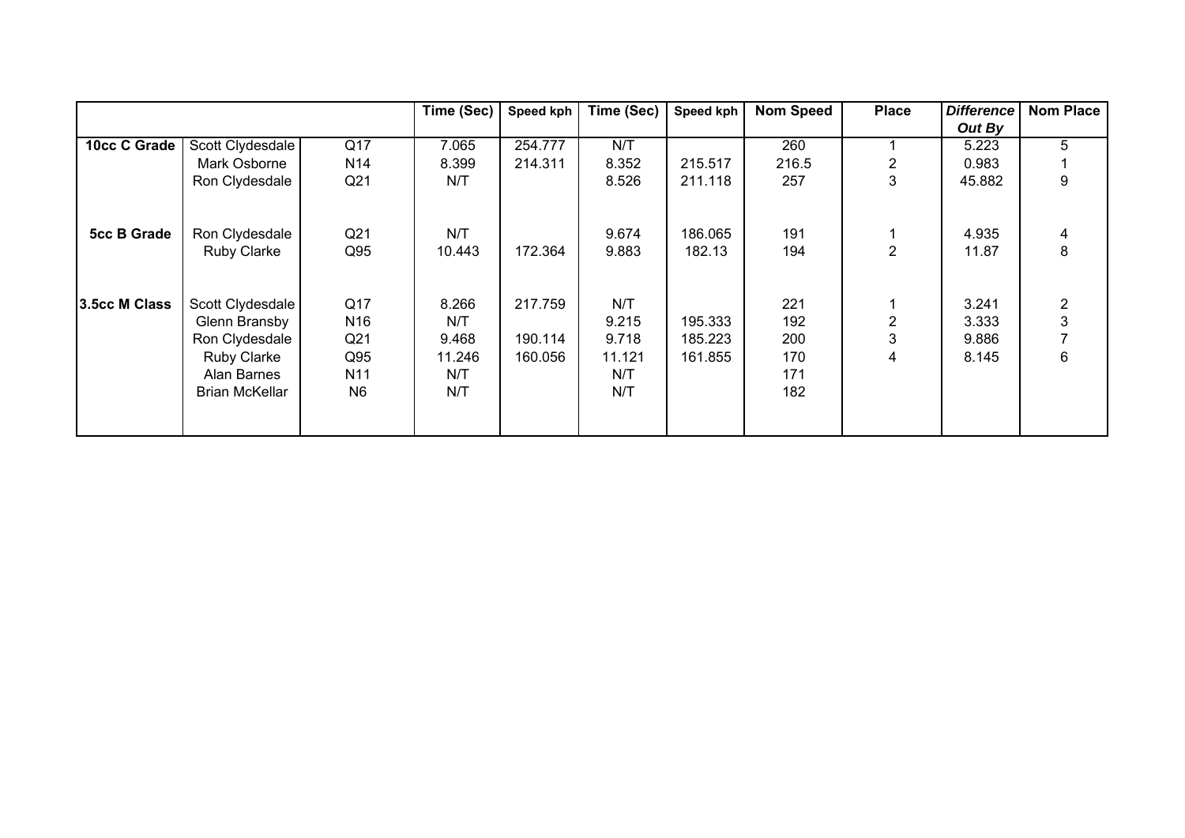| | | | Time (Sec) | Speed kph | Time (Sec) | Speed kph | Nom Speed | Place | *Difference Out By* | Nom Place |
|---|---|---|---|---|---|---|---|---|---|---|
| **10cc C Grade** | Scott Clydesdale | Q17 | 7.065 | 254.777 | N/T | | 260 | 1 | 5.223 | 5 |
| | Mark Osborne | N14 | 8.399 | 214.311 | 8.352 | 215.517 | 216.5 | 2 | 0.983 | 1 |
| | Ron Clydesdale | Q21 | N/T | | 8.526 | 211.118 | 257 | 3 | 45.882 | 9 |
| | | | | | | | | | | |
| **5cc B Grade** | Ron Clydesdale | Q21 | N/T | | 9.674 | 186.065 | 191 | 1 | 4.935 | 4 |
| | Ruby Clarke | Q95 | 10.443 | 172.364 | 9.883 | 182.13 | 194 | 2 | 11.87 | 8 |
| | | | | | | | | | | |
| **3.5cc M Class** | Scott Clydesdale | Q17 | 8.266 | 217.759 | N/T | | 221 | 1 | 3.241 | 2 |
| | Glenn Bransby | N16 | N/T | | 9.215 | 195.333 | 192 | 2 | 3.333 | 3 |
| | Ron Clydesdale | Q21 | 9.468 | 190.114 | 9.718 | 185.223 | 200 | 3 | 9.886 | 7 |
| | Ruby Clarke | Q95 | 11.246 | 160.056 | 11.121 | 161.855 | 170 | 4 | 8.145 | 6 |
| | Alan Barnes | N11 | N/T | | N/T | | 171 | | | |
| | Brian McKellar | N6 | N/T | | N/T | | 182 | | | |